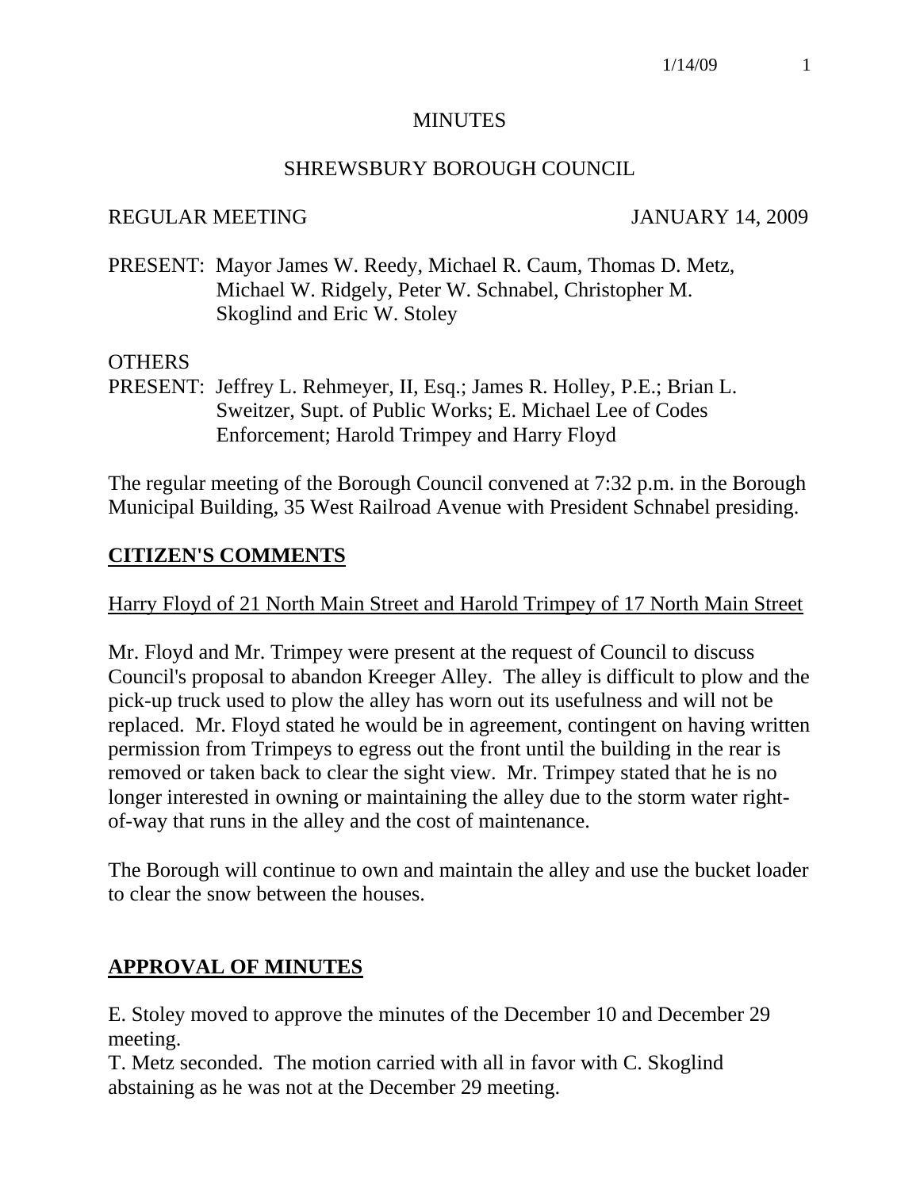# MINUTES

## SHREWSBURY BOROUGH COUNCIL

REGULAR MEETING JANUARY 14, 2009

PRESENT: Mayor James W. Reedy, Michael R. Caum, Thomas D. Metz, Michael W. Ridgely, Peter W. Schnabel, Christopher M. Skoglind and Eric W. Stoley

OTHERS PRESENT: Jeffrey L. Rehmeyer, II, Esq.; James R. Holley, P.E.; Brian L. Sweitzer, Supt. of Public Works; E. Michael Lee of Codes Enforcement; Harold Trimpey and Harry Floyd

The regular meeting of the Borough Council convened at 7:32 p.m. in the Borough Municipal Building, 35 West Railroad Avenue with President Schnabel presiding.

## CITIZEN'S COMMENTS

Harry Floyd of 21 North Main Street and Harold Trimpey of 17 North Main Street

Mr. Floyd and Mr. Trimpey were present at the request of Council to discuss Council's proposal to abandon Kreeger Alley. The alley is difficult to plow and the pick-up truck used to plow the alley has worn out its usefulness and will not be replaced. Mr. Floyd stated he would be in agreement, contingent on having written permission from Trimpeys to egress out the front until the building in the rear is removed or taken back to clear the sight view. Mr. Trimpey stated that he is no longer interested in owning or maintaining the alley due to the storm water right-of-way that runs in the alley and the cost of maintenance.

The Borough will continue to own and maintain the alley and use the bucket loader to clear the snow between the houses.

## APPROVAL OF MINUTES

E. Stoley moved to approve the minutes of the December 10 and December 29 meeting.
T. Metz seconded. The motion carried with all in favor with C. Skoglind abstaining as he was not at the December 29 meeting.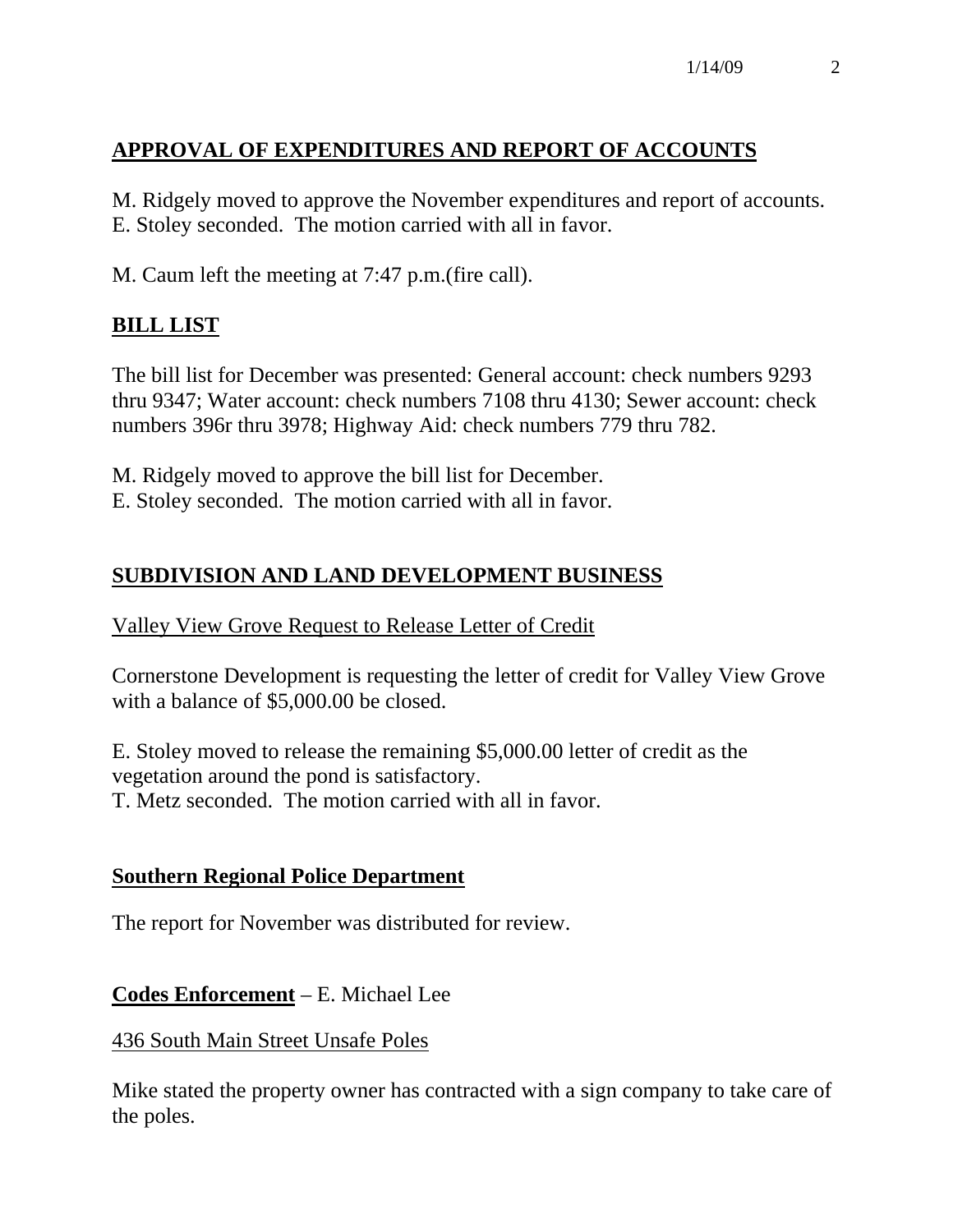## APPROVAL OF EXPENDITURES AND REPORT OF ACCOUNTS

M. Ridgely moved to approve the November expenditures and report of accounts. E. Stoley seconded. The motion carried with all in favor.

M. Caum left the meeting at 7:47 p.m.(fire call).

## BILL LIST

The bill list for December was presented: General account: check numbers 9293 thru 9347; Water account: check numbers 7108 thru 4130; Sewer account: check numbers 396r thru 3978; Highway Aid: check numbers 779 thru 782.

M. Ridgely moved to approve the bill list for December.
E. Stoley seconded. The motion carried with all in favor.

## SUBDIVISION AND LAND DEVELOPMENT BUSINESS

Valley View Grove Request to Release Letter of Credit

Cornerstone Development is requesting the letter of credit for Valley View Grove with a balance of $5,000.00 be closed.

E. Stoley moved to release the remaining $5,000.00 letter of credit as the vegetation around the pond is satisfactory.
T. Metz seconded. The motion carried with all in favor.

## Southern Regional Police Department

The report for November was distributed for review.

## Codes Enforcement – E. Michael Lee

436 South Main Street Unsafe Poles

Mike stated the property owner has contracted with a sign company to take care of the poles.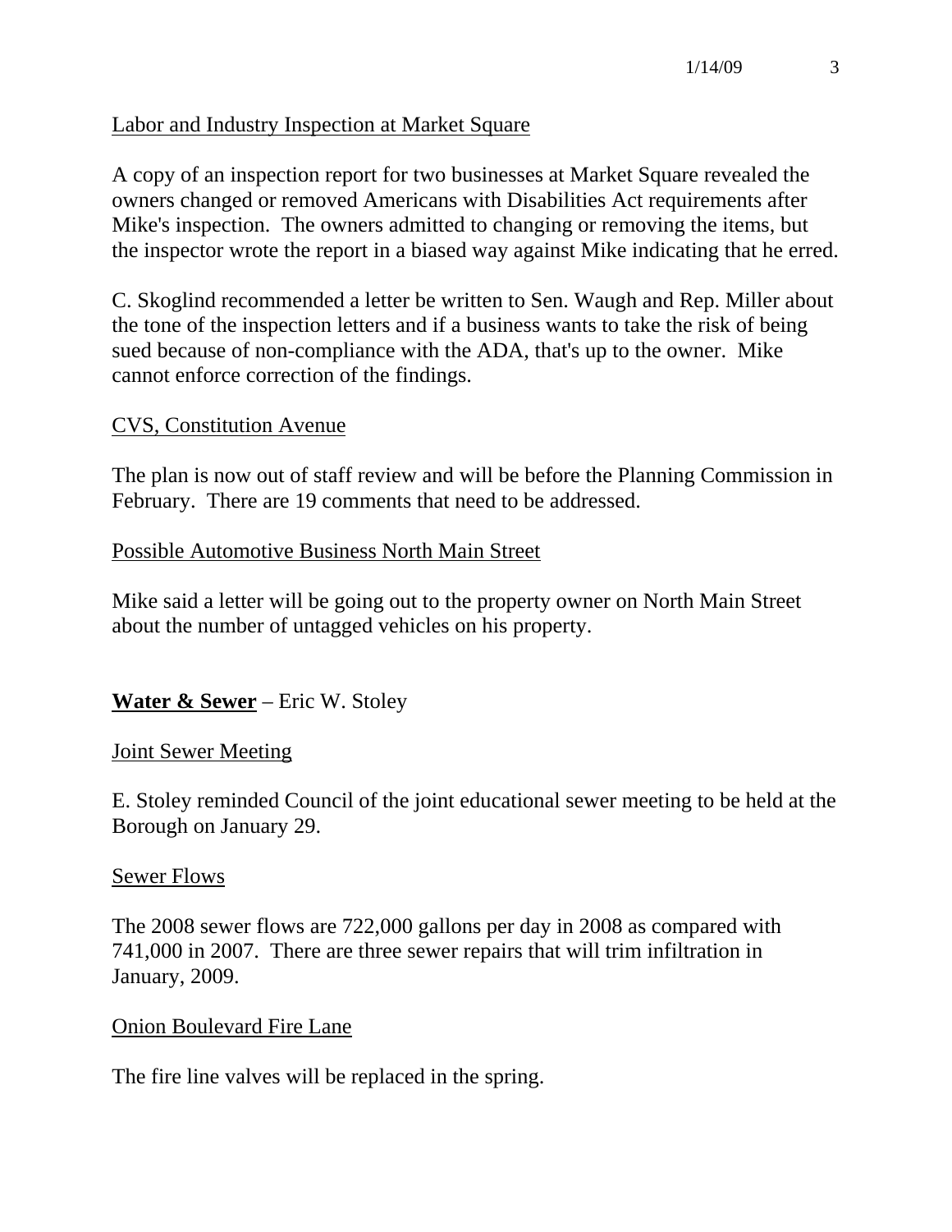<u>Labor and Industry Inspection at Market Square</u>

A copy of an inspection report for two businesses at Market Square revealed the owners changed or removed Americans with Disabilities Act requirements after Mike's inspection. The owners admitted to changing or removing the items, but the inspector wrote the report in a biased way against Mike indicating that he erred.

C. Skoglind recommended a letter be written to Sen. Waugh and Rep. Miller about the tone of the inspection letters and if a business wants to take the risk of being sued because of non-compliance with the ADA, that's up to the owner. Mike cannot enforce correction of the findings.

<u>CVS, Constitution Avenue</u>

The plan is now out of staff review and will be before the Planning Commission in February. There are 19 comments that need to be addressed.

<u>Possible Automotive Business North Main Street</u>

Mike said a letter will be going out to the property owner on North Main Street about the number of untagged vehicles on his property.

**<u>Water & Sewer</u>** – Eric W. Stoley

<u>Joint Sewer Meeting</u>

E. Stoley reminded Council of the joint educational sewer meeting to be held at the Borough on January 29.

<u>Sewer Flows</u>

The 2008 sewer flows are 722,000 gallons per day in 2008 as compared with 741,000 in 2007. There are three sewer repairs that will trim infiltration in January, 2009.

<u>Onion Boulevard Fire Lane</u>

The fire line valves will be replaced in the spring.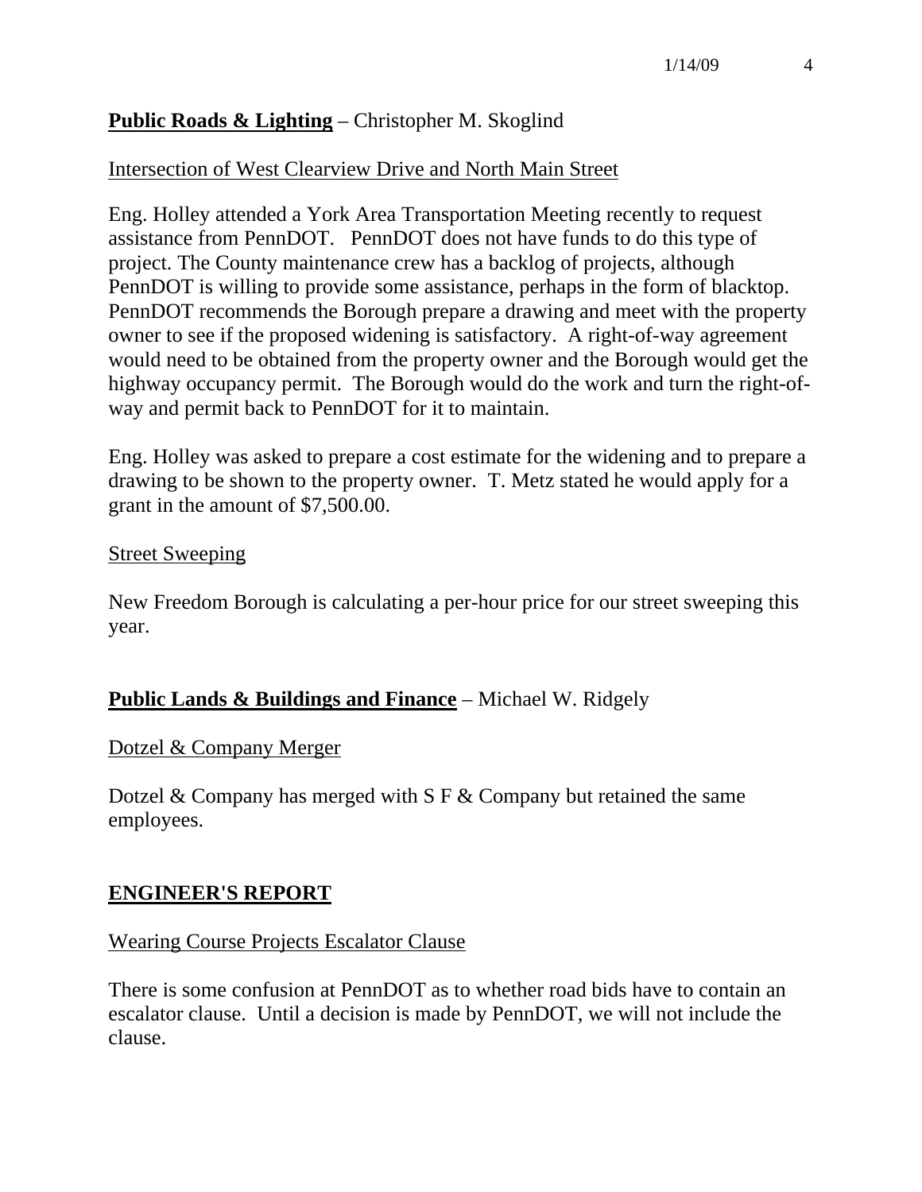**Public Roads & Lighting** – Christopher M. Skoglind

Intersection of West Clearview Drive and North Main Street

Eng. Holley attended a York Area Transportation Meeting recently to request assistance from PennDOT. PennDOT does not have funds to do this type of project. The County maintenance crew has a backlog of projects, although PennDOT is willing to provide some assistance, perhaps in the form of blacktop. PennDOT recommends the Borough prepare a drawing and meet with the property owner to see if the proposed widening is satisfactory. A right-of-way agreement would need to be obtained from the property owner and the Borough would get the highway occupancy permit. The Borough would do the work and turn the right-of-way and permit back to PennDOT for it to maintain.

Eng. Holley was asked to prepare a cost estimate for the widening and to prepare a drawing to be shown to the property owner. T. Metz stated he would apply for a grant in the amount of $7,500.00.

Street Sweeping

New Freedom Borough is calculating a per-hour price for our street sweeping this year.

**Public Lands & Buildings and Finance** – Michael W. Ridgely

Dotzel & Company Merger

Dotzel & Company has merged with S F & Company but retained the same employees.

## ENGINEER'S REPORT

Wearing Course Projects Escalator Clause

There is some confusion at PennDOT as to whether road bids have to contain an escalator clause. Until a decision is made by PennDOT, we will not include the clause.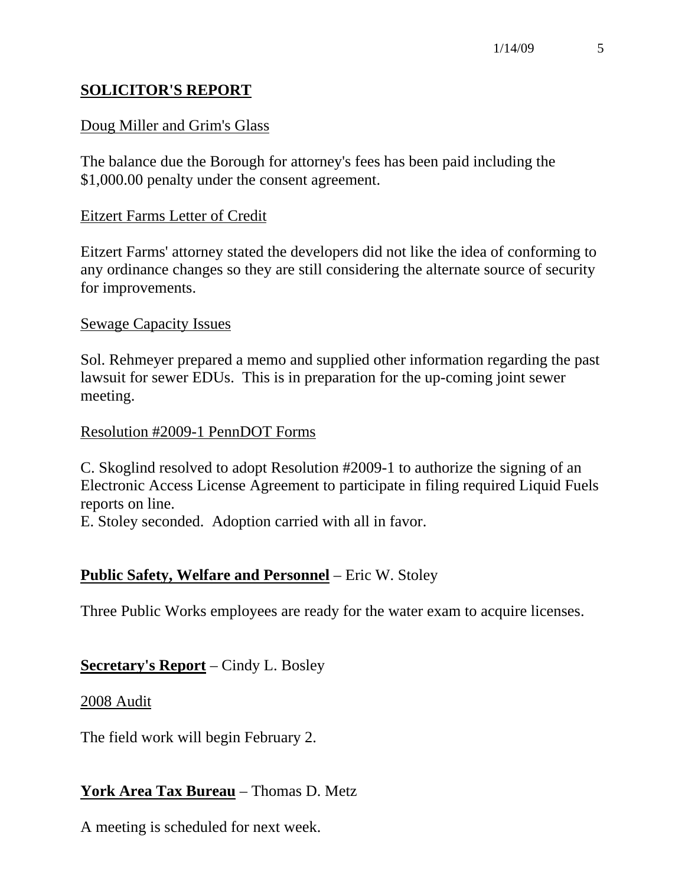## SOLICITOR'S REPORT

Doug Miller and Grim's Glass

The balance due the Borough for attorney's fees has been paid including the $1,000.00 penalty under the consent agreement.

Eitzert Farms Letter of Credit

Eitzert Farms' attorney stated the developers did not like the idea of conforming to any ordinance changes so they are still considering the alternate source of security for improvements.

Sewage Capacity Issues

Sol. Rehmeyer prepared a memo and supplied other information regarding the past lawsuit for sewer EDUs. This is in preparation for the up-coming joint sewer meeting.

Resolution #2009-1 PennDOT Forms

C. Skoglind resolved to adopt Resolution #2009-1 to authorize the signing of an Electronic Access License Agreement to participate in filing required Liquid Fuels reports on line.
E. Stoley seconded. Adoption carried with all in favor.

**Public Safety, Welfare and Personnel** – Eric W. Stoley

Three Public Works employees are ready for the water exam to acquire licenses.

**Secretary's Report** – Cindy L. Bosley

2008 Audit

The field work will begin February 2.

**York Area Tax Bureau** – Thomas D. Metz

A meeting is scheduled for next week.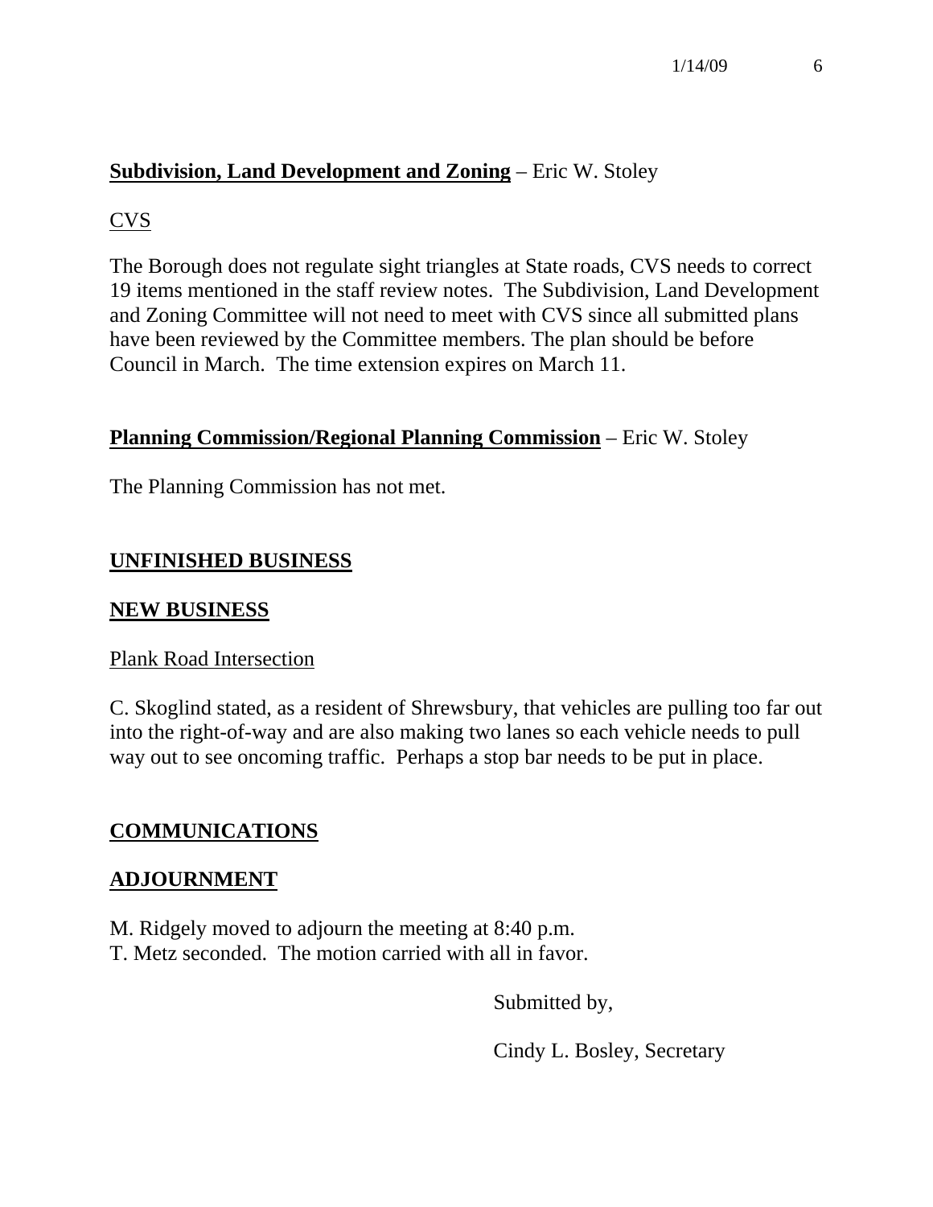**<u>Subdivision, Land Development and Zoning</u>** – Eric W. Stoley

<u>CVS</u>

The Borough does not regulate sight triangles at State roads, CVS needs to correct 19 items mentioned in the staff review notes. The Subdivision, Land Development and Zoning Committee will not need to meet with CVS since all submitted plans have been reviewed by the Committee members. The plan should be before Council in March. The time extension expires on March 11.

**<u>Planning Commission/Regional Planning Commission</u>** – Eric W. Stoley

The Planning Commission has not met.

## <u>UNFINISHED BUSINESS</u>

## <u>NEW BUSINESS</u>

<u>Plank Road Intersection</u>

C. Skoglind stated, as a resident of Shrewsbury, that vehicles are pulling too far out into the right-of-way and are also making two lanes so each vehicle needs to pull way out to see oncoming traffic. Perhaps a stop bar needs to be put in place.

## <u>COMMUNICATIONS</u>

## <u>ADJOURNMENT</u>

M. Ridgely moved to adjourn the meeting at 8:40 p.m.
T. Metz seconded. The motion carried with all in favor.

Submitted by,

Cindy L. Bosley, Secretary